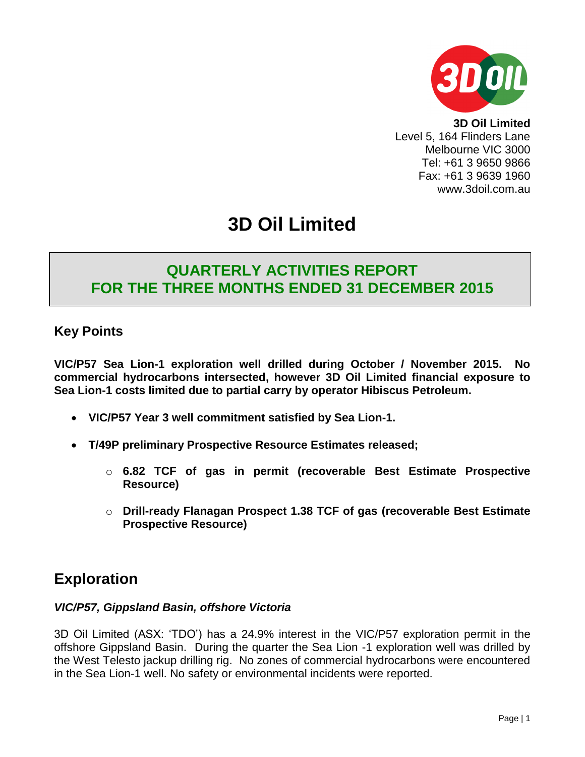**3D Oil Limited**
Level 5, 164 Flinders Lane
Melbourne VIC 3000
Tel: +61 3 9650 9866
Fax: +61 3 9639 1960
www.3doil.com.au

# 3D Oil Limited

## QUARTERLY ACTIVITIES REPORT FOR THE THREE MONTHS ENDED 31 DECEMBER 2015

### Key Points

**VIC/P57 Sea Lion-1 exploration well drilled during October / November 2015. No commercial hydrocarbons intersected, however 3D Oil Limited financial exposure to Sea Lion-1 costs limited due to partial carry by operator Hibiscus Petroleum.**

- **VIC/P57 Year 3 well commitment satisfied by Sea Lion-1.**
- **T/49P preliminary Prospective Resource Estimates released;**
  - **6.82 TCF of gas in permit (recoverable Best Estimate Prospective Resource)**
  - **Drill-ready Flanagan Prospect 1.38 TCF of gas (recoverable Best Estimate Prospective Resource)**

## Exploration

### *VIC/P57, Gippsland Basin, offshore Victoria*

3D Oil Limited (ASX: 'TDO') has a 24.9% interest in the VIC/P57 exploration permit in the offshore Gippsland Basin. During the quarter the Sea Lion -1 exploration well was drilled by the West Telesto jackup drilling rig. No zones of commercial hydrocarbons were encountered in the Sea Lion-1 well. No safety or environmental incidents were reported.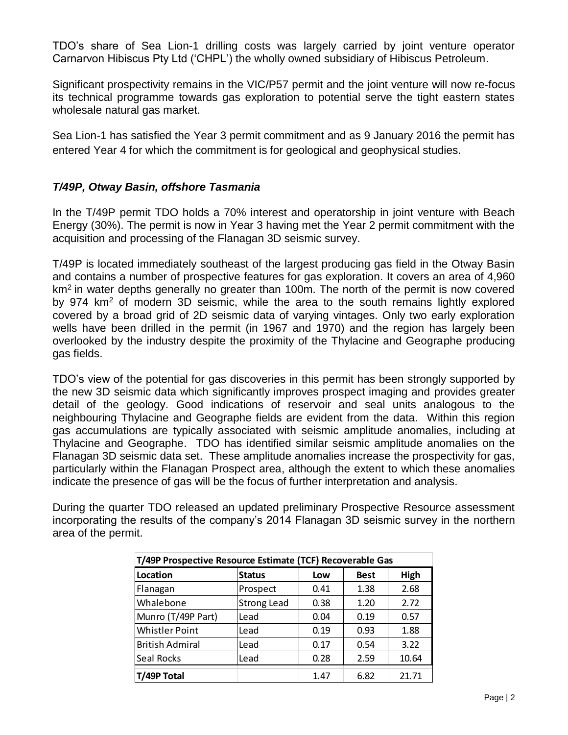TDO's share of Sea Lion-1 drilling costs was largely carried by joint venture operator Carnarvon Hibiscus Pty Ltd ('CHPL') the wholly owned subsidiary of Hibiscus Petroleum.

Significant prospectivity remains in the VIC/P57 permit and the joint venture will now re-focus its technical programme towards gas exploration to potential serve the tight eastern states wholesale natural gas market.

Sea Lion-1 has satisfied the Year 3 permit commitment and as 9 January 2016 the permit has entered Year 4 for which the commitment is for geological and geophysical studies.

### *T/49P, Otway Basin, offshore Tasmania*

In the T/49P permit TDO holds a 70% interest and operatorship in joint venture with Beach Energy (30%). The permit is now in Year 3 having met the Year 2 permit commitment with the acquisition and processing of the Flanagan 3D seismic survey.

T/49P is located immediately southeast of the largest producing gas field in the Otway Basin and contains a number of prospective features for gas exploration. It covers an area of 4,960 $km^2$ in water depths generally no greater than 100m. The north of the permit is now covered by 974 $km^2$ of modern 3D seismic, while the area to the south remains lightly explored covered by a broad grid of 2D seismic data of varying vintages. Only two early exploration wells have been drilled in the permit (in 1967 and 1970) and the region has largely been overlooked by the industry despite the proximity of the Thylacine and Geographe producing gas fields.

TDO's view of the potential for gas discoveries in this permit has been strongly supported by the new 3D seismic data which significantly improves prospect imaging and provides greater detail of the geology. Good indications of reservoir and seal units analogous to the neighbouring Thylacine and Geographe fields are evident from the data. Within this region gas accumulations are typically associated with seismic amplitude anomalies, including at Thylacine and Geographe. TDO has identified similar seismic amplitude anomalies on the Flanagan 3D seismic data set. These amplitude anomalies increase the prospectivity for gas, particularly within the Flanagan Prospect area, although the extent to which these anomalies indicate the presence of gas will be the focus of further interpretation and analysis.

During the quarter TDO released an updated preliminary Prospective Resource assessment incorporating the results of the company's 2014 Flanagan 3D seismic survey in the northern area of the permit.

| T/49P Prospective Resource Estimate (TCF) Recoverable Gas | | | | |
|---|---|---|---|---|
| **Location** | **Status** | **Low** | **Best** | **High** |
| Flanagan | Prospect | 0.41 | 1.38 | 2.68 |
| Whalebone | Strong Lead | 0.38 | 1.20 | 2.72 |
| Munro (T/49P Part) | Lead | 0.04 | 0.19 | 0.57 |
| Whistler Point | Lead | 0.19 | 0.93 | 1.88 |
| British Admiral | Lead | 0.17 | 0.54 | 3.22 |
| Seal Rocks | Lead | 0.28 | 2.59 | 10.64 |
| **T/49P Total** | | 1.47 | 6.82 | 21.71 |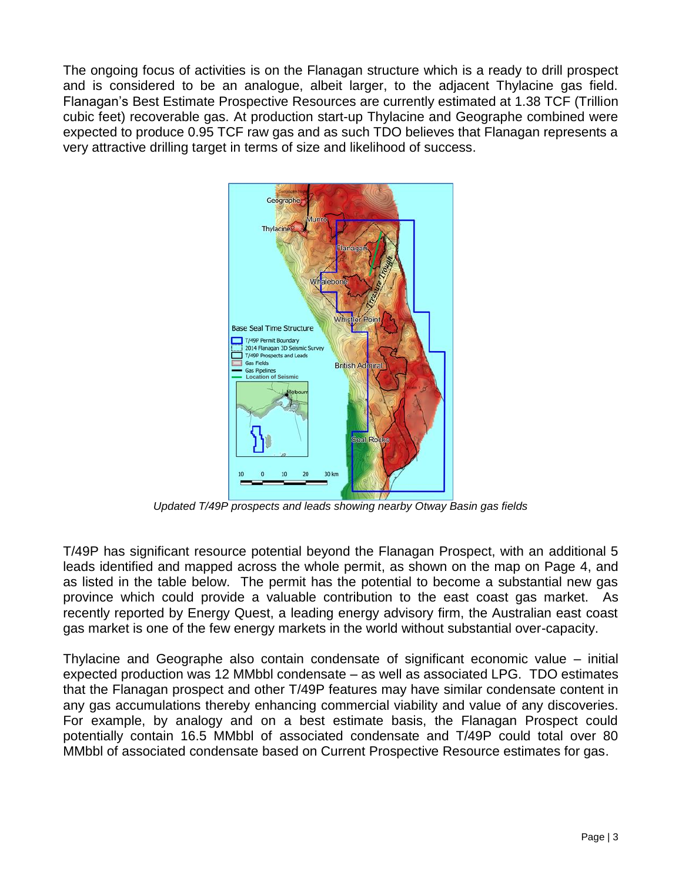The ongoing focus of activities is on the Flanagan structure which is a ready to drill prospect and is considered to be an analogue, albeit larger, to the adjacent Thylacine gas field. Flanagan's Best Estimate Prospective Resources are currently estimated at 1.38 TCF (Trillion cubic feet) recoverable gas. At production start-up Thylacine and Geographe combined were expected to produce 0.95 TCF raw gas and as such TDO believes that Flanagan represents a very attractive drilling target in terms of size and likelihood of success.

Geographe
Murro
Thylacine
Flanagan
Whalebone
Treasure Trough
Whistler Point
British Admiral
Seal Rocks
Base Seal Time Structure
T/49P Permit Boundary
2014 Flanagan 3D Seismic Survey
T/49P Prospects and Leads
Gas Fields
Gas Pipelines
Location of Seismic
Melbourne
10 0 10 20 30 km

*Updated T/49P prospects and leads showing nearby Otway Basin gas fields*

T/49P has significant resource potential beyond the Flanagan Prospect, with an additional 5 leads identified and mapped across the whole permit, as shown on the map on Page 4, and as listed in the table below. The permit has the potential to become a substantial new gas province which could provide a valuable contribution to the east coast gas market. As recently reported by Energy Quest, a leading energy advisory firm, the Australian east coast gas market is one of the few energy markets in the world without substantial over-capacity.

Thylacine and Geographe also contain condensate of significant economic value – initial expected production was 12 MMbbl condensate – as well as associated LPG. TDO estimates that the Flanagan prospect and other T/49P features may have similar condensate content in any gas accumulations thereby enhancing commercial viability and value of any discoveries. For example, by analogy and on a best estimate basis, the Flanagan Prospect could potentially contain 16.5 MMbbl of associated condensate and T/49P could total over 80 MMbbl of associated condensate based on Current Prospective Resource estimates for gas.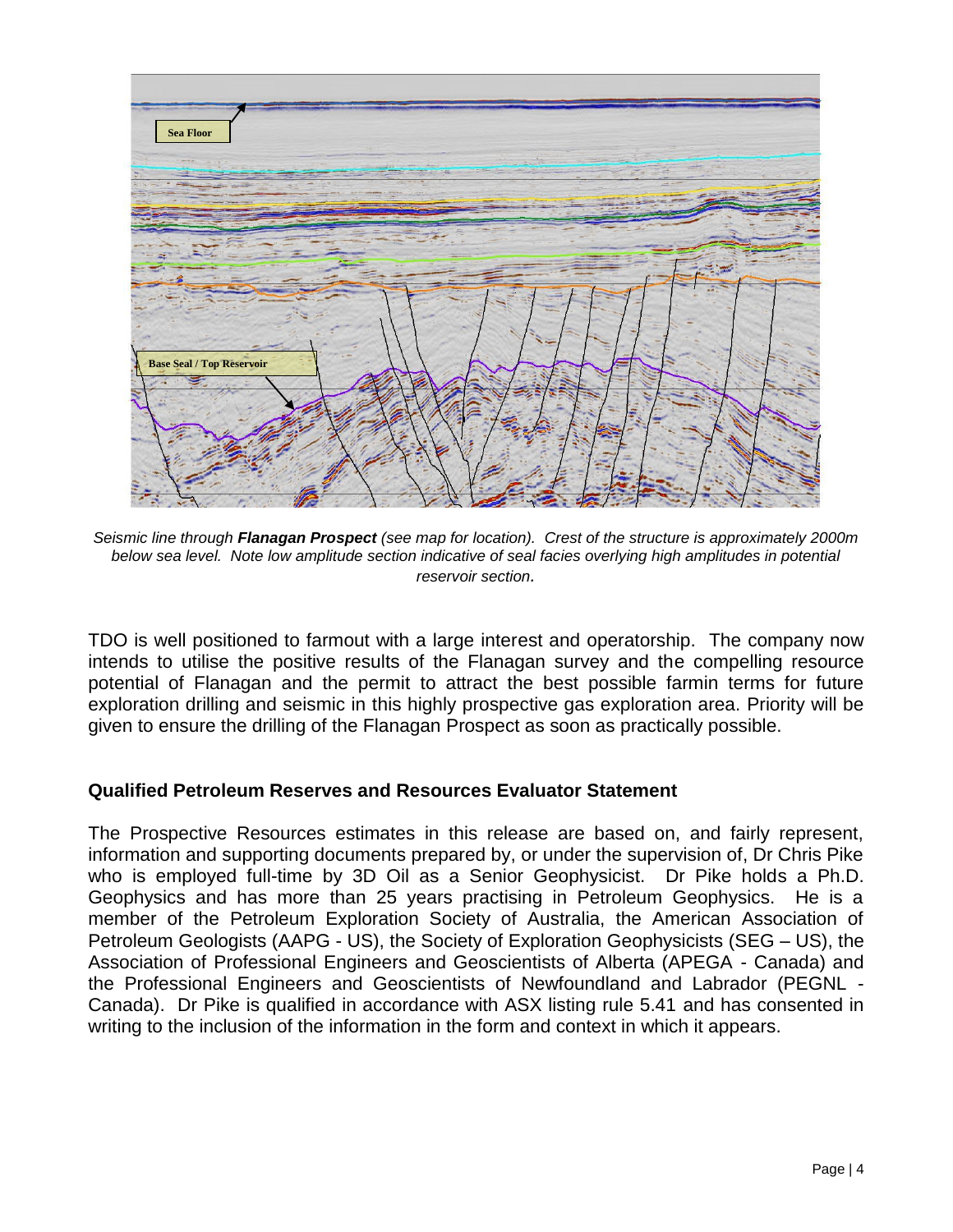Sea Floor

Base Seal / Top Reservoir

*Seismic line through **Flanagan Prospect** (see map for location). Crest of the structure is approximately 2000m below sea level. Note low amplitude section indicative of seal facies overlying high amplitudes in potential reservoir section.*

TDO is well positioned to farmout with a large interest and operatorship. The company now intends to utilise the positive results of the Flanagan survey and the compelling resource potential of Flanagan and the permit to attract the best possible farmin terms for future exploration drilling and seismic in this highly prospective gas exploration area. Priority will be given to ensure the drilling of the Flanagan Prospect as soon as practically possible.

## Qualified Petroleum Reserves and Resources Evaluator Statement

The Prospective Resources estimates in this release are based on, and fairly represent, information and supporting documents prepared by, or under the supervision of, Dr Chris Pike who is employed full-time by 3D Oil as a Senior Geophysicist. Dr Pike holds a Ph.D. Geophysics and has more than 25 years practising in Petroleum Geophysics. He is a member of the Petroleum Exploration Society of Australia, the American Association of Petroleum Geologists (AAPG - US), the Society of Exploration Geophysicists (SEG – US), the Association of Professional Engineers and Geoscientists of Alberta (APEGA - Canada) and the Professional Engineers and Geoscientists of Newfoundland and Labrador (PEGNL - Canada). Dr Pike is qualified in accordance with ASX listing rule 5.41 and has consented in writing to the inclusion of the information in the form and context in which it appears.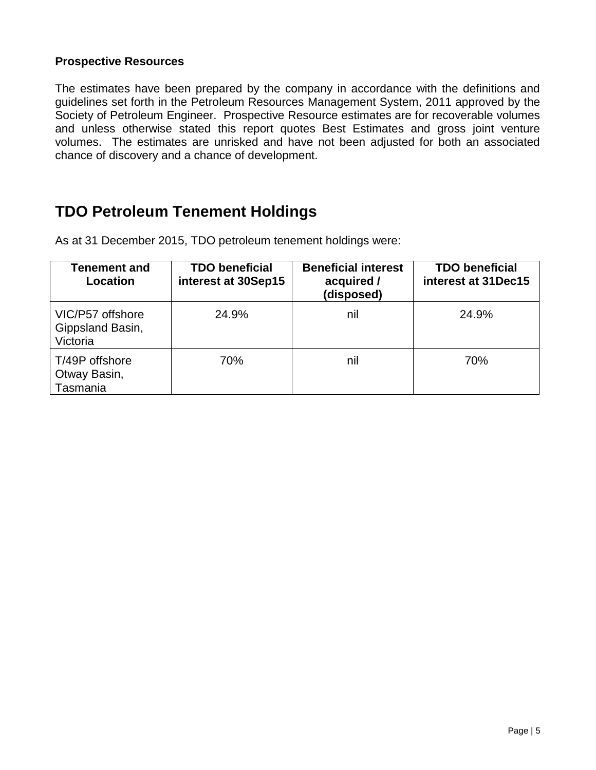**Prospective Resources**

The estimates have been prepared by the company in accordance with the definitions and guidelines set forth in the Petroleum Resources Management System, 2011 approved by the Society of Petroleum Engineer. Prospective Resource estimates are for recoverable volumes and unless otherwise stated this report quotes Best Estimates and gross joint venture volumes. The estimates are unrisked and have not been adjusted for both an associated chance of discovery and a chance of development.

# TDO Petroleum Tenement Holdings

As at 31 December 2015, TDO petroleum tenement holdings were:

| Tenement and Location | TDO beneficial interest at 30Sep15 | Beneficial interest acquired / (disposed) | TDO beneficial interest at 31Dec15 |
|---|---|---|---|
| VIC/P57 offshore Gippsland Basin, Victoria | 24.9% | nil | 24.9% |
| T/49P offshore Otway Basin, Tasmania | 70% | nil | 70% |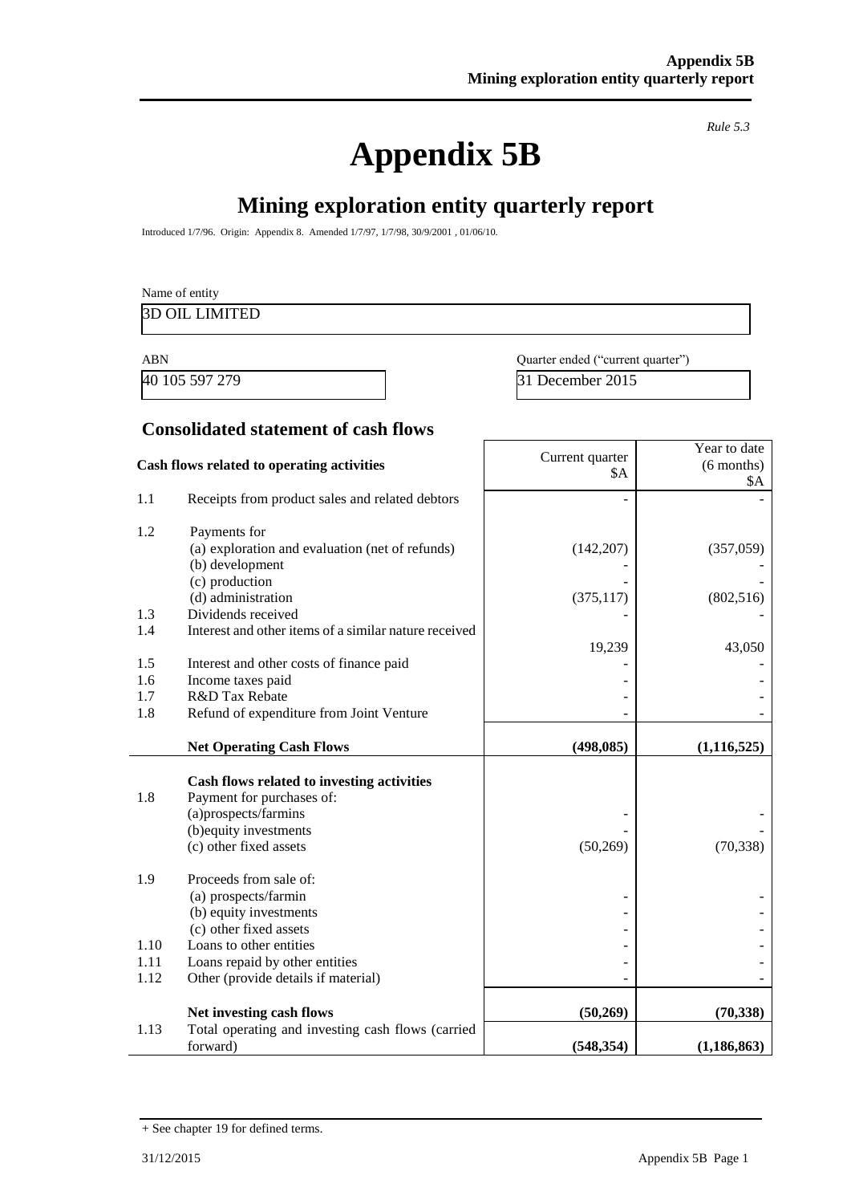*Rule 5.3*

# Appendix 5B

## Mining exploration entity quarterly report

Introduced 1/7/96. Origin: Appendix 8. Amended 1/7/97, 1/7/98, 30/9/2001 , 01/06/10.

| Name of entity |
|---|
| 3D OIL LIMITED |

| ABN | Quarter ended ("current quarter") |
|---|---|
| 40 105 597 279 | 31 December 2015 |

### Consolidated statement of cash flows

| | Cash flows related to operating activities | Current quarter $A | Year to date (6 months) $A |
|---|---|---|---|
| 1.1 | Receipts from product sales and related debtors | - | - |
| 1.2 | Payments for<br>(a) exploration and evaluation (net of refunds)<br>(b) development<br>(c) production<br>(d) administration | <br>(142,207)<br>-<br>-<br>(375,117) | <br>(357,059)<br>-<br>-<br>(802,516) |
| 1.3 | Dividends received | - | - |
| 1.4 | Interest and other items of a similar nature received | 19,239 | 43,050 |
| 1.5 | Interest and other costs of finance paid | - | - |
| 1.6 | Income taxes paid | - | - |
| 1.7 | R&D Tax Rebate | - | - |
| 1.8 | Refund of expenditure from Joint Venture | - | - |
| | **Net Operating Cash Flows** | **(498,085)** | **(1,116,525)** |
| | **Cash flows related to investing activities** | | |
| 1.8 | Payment for purchases of:<br>(a)prospects/farmins<br>(b)equity investments<br>(c) other fixed assets | <br>-<br>-<br>(50,269) | <br>-<br>-<br>(70,338) |
| 1.9 | Proceeds from sale of:<br>(a) prospects/farmin<br>(b) equity investments<br>(c) other fixed assets | <br>-<br>-<br>- | <br>-<br>-<br>- |
| 1.10 | Loans to other entities | - | - |
| 1.11 | Loans repaid by other entities | - | - |
| 1.12 | Other (provide details if material) | - | - |
| | **Net investing cash flows** | **(50,269)** | **(70,338)** |
| 1.13 | Total operating and investing cash flows (carried forward) | **(548,354)** | **(1,186,863)** |

+ See chapter 19 for defined terms.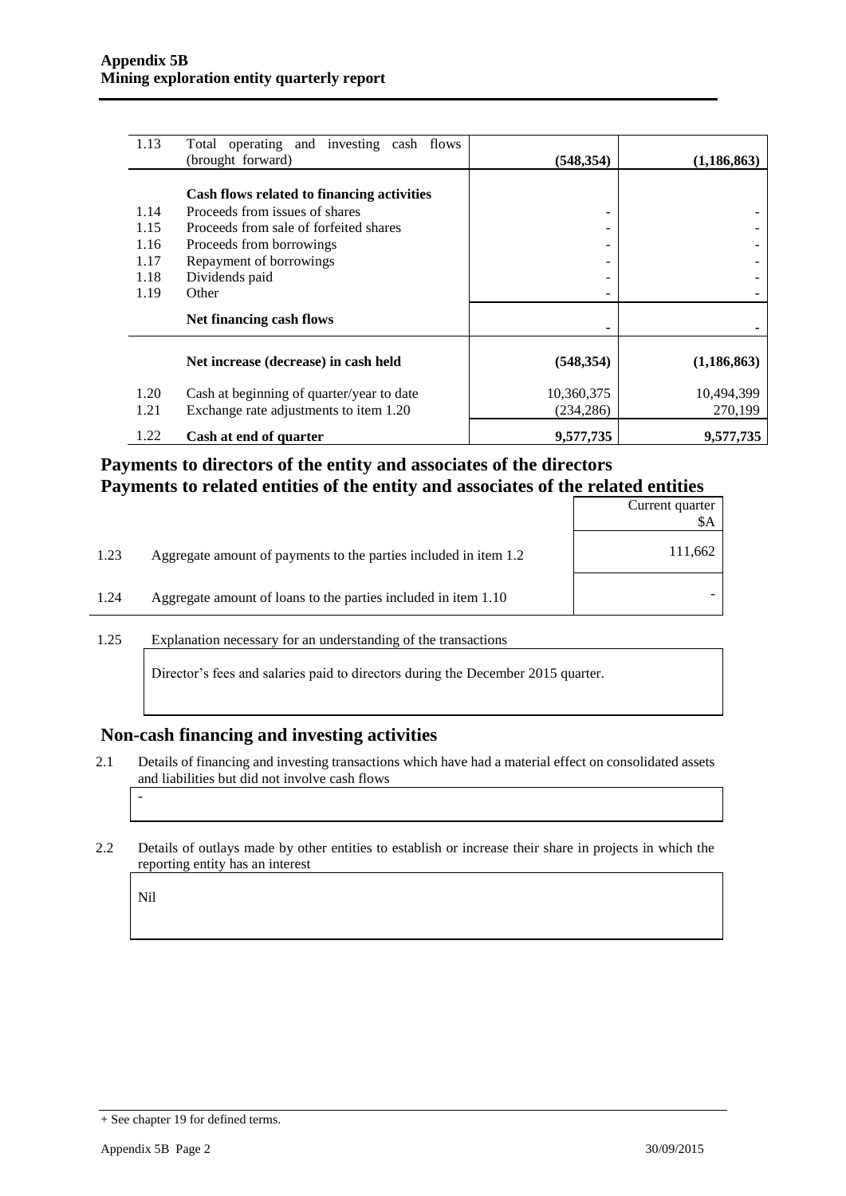| | | | |
|---|---|---|---|
| 1.13 | Total operating and investing cash flows (brought forward) | **(548,354)** | **(1,186,863)** |
| | **Cash flows related to financing activities** | | |
| 1.14 | Proceeds from issues of shares | - | - |
| 1.15 | Proceeds from sale of forfeited shares | - | - |
| 1.16 | Proceeds from borrowings | - | - |
| 1.17 | Repayment of borrowings | - | - |
| 1.18 | Dividends paid | - | - |
| 1.19 | Other | - | - |
| | **Net financing cash flows** | - | - |
| | **Net increase (decrease) in cash held** | **(548,354)** | **(1,186,863)** |
| 1.20 | Cash at beginning of quarter/year to date | 10,360,375 | 10,494,399 |
| 1.21 | Exchange rate adjustments to item 1.20 | (234,286) | 270,199 |
| 1.22 | **Cash at end of quarter** | **9,577,735** | **9,577,735** |

## Payments to directors of the entity and associates of the directors
## Payments to related entities of the entity and associates of the related entities

| | | Current quarter $A |
|---|---|---|
| 1.23 | Aggregate amount of payments to the parties included in item 1.2 | 111,662 |
| 1.24 | Aggregate amount of loans to the parties included in item 1.10 | - |

1.25 Explanation necessary for an understanding of the transactions

Director's fees and salaries paid to directors during the December 2015 quarter.

## Non-cash financing and investing activities

2.1 Details of financing and investing transactions which have had a material effect on consolidated assets and liabilities but did not involve cash flows

-

2.2 Details of outlays made by other entities to establish or increase their share in projects in which the reporting entity has an interest

Nil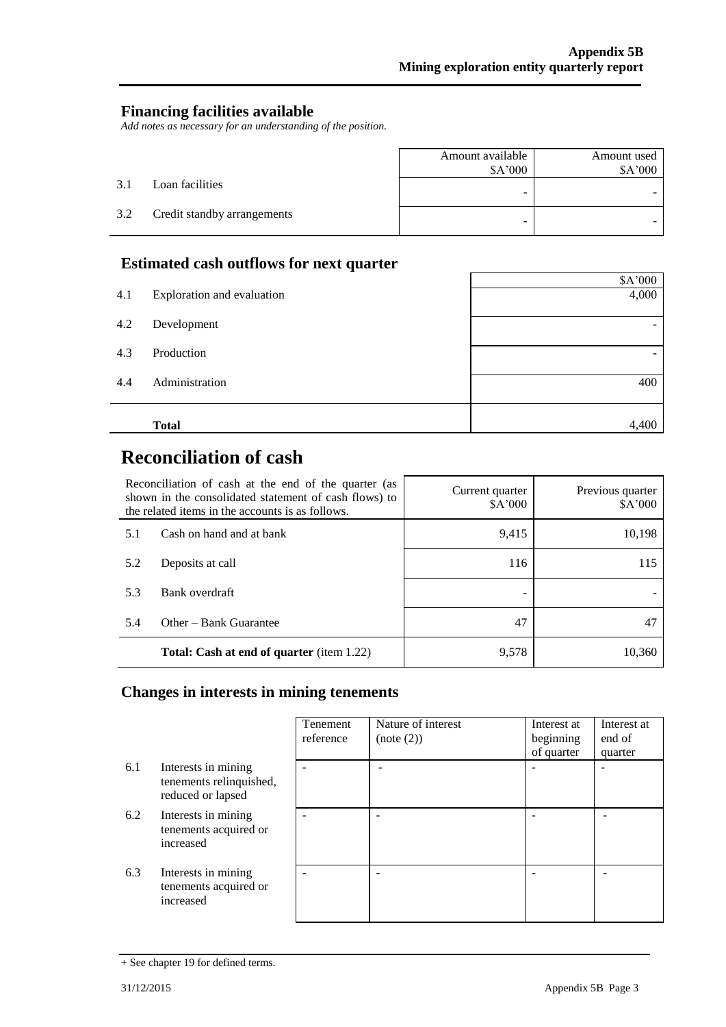## Financing facilities available

*Add notes as necessary for an understanding of the position.*

| | | Amount available \$A'000 | Amount used \$A'000 |
|---|---|---|---|
| 3.1 | Loan facilities | - | - |
| 3.2 | Credit standby arrangements | - | - |

## Estimated cash outflows for next quarter

| | | \$A'000 |
|---|---|---|
| 4.1 | Exploration and evaluation | 4,000 |
| 4.2 | Development | - |
| 4.3 | Production | - |
| 4.4 | Administration | 400 |
| | **Total** | 4,400 |

# Reconciliation of cash

| Reconciliation of cash at the end of the quarter (as shown in the consolidated statement of cash flows) to the related items in the accounts is as follows. | | Current quarter \$A'000 | Previous quarter \$A'000 |
|---|---|---|---|
| 5.1 | Cash on hand and at bank | 9,415 | 10,198 |
| 5.2 | Deposits at call | 116 | 115 |
| 5.3 | Bank overdraft | - | - |
| 5.4 | Other – Bank Guarantee | 47 | 47 |
| | **Total: Cash at end of quarter** (item 1.22) | 9,578 | 10,360 |

## Changes in interests in mining tenements

| | | Tenement reference | Nature of interest (note (2)) | Interest at beginning of quarter | Interest at end of quarter |
|---|---|---|---|---|---|
| 6.1 | Interests in mining tenements relinquished, reduced or lapsed | - | - | - | - |
| 6.2 | Interests in mining tenements acquired or increased | - | - | - | - |
| 6.3 | Interests in mining tenements acquired or increased | - | - | - | - |

+ See chapter 19 for defined terms.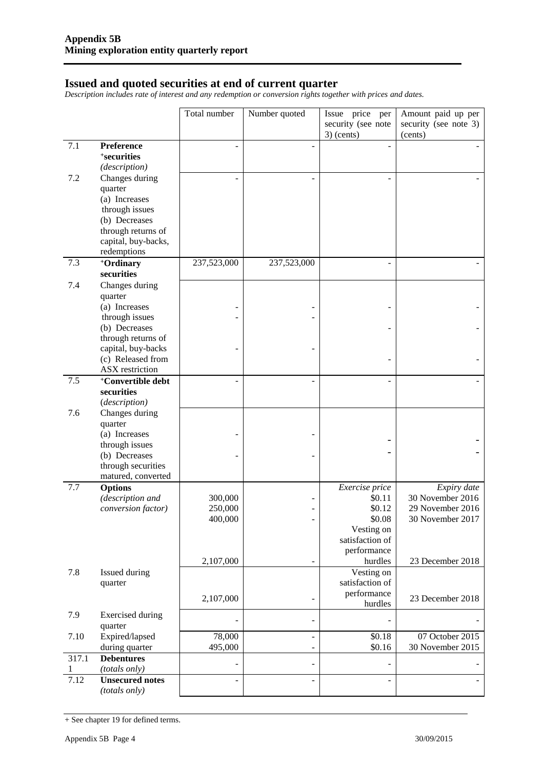## Issued and quoted securities at end of current quarter

*Description includes rate of interest and any redemption or conversion rights together with prices and dates.*

| | | Total number | Number quoted | Issue price per security (see note 3) (cents) | Amount paid up per security (see note 3) (cents) |
|---|---|---|---|---|---|
| 7.1 | **Preference +securities** *(description)* | - | - | - | - |
| 7.2 | Changes during quarter (a) Increases through issues (b) Decreases through returns of capital, buy-backs, redemptions | - | - | - | - |
| 7.3 | **+Ordinary securities** | 237,523,000 | 237,523,000 | - | - |
| 7.4 | Changes during quarter (a) Increases through issues (b) Decreases through returns of capital, buy-backs (c) Released from ASX restriction | - <br> - <br> - | - <br> - <br> - | - <br> - <br> - | - <br> - <br> - |
| 7.5 | **+Convertible debt securities** *(description)* | - | - | - | - |
| 7.6 | Changes during quarter (a) Increases through issues (b) Decreases through securities matured, converted | - <br> - | - <br> - | - <br> - | - <br> - |
| 7.7 | **Options** *(description and conversion factor)* | 300,000 <br> 250,000 <br> 400,000 <br> 2,107,000 | - <br> - <br> - <br> - | *Exercise price* <br> $0.11 <br> $0.12 <br> $0.08 <br> Vesting on satisfaction of performance hurdles | *Expiry date* <br> 30 November 2016 <br> 29 November 2016 <br> 30 November 2017 <br> 23 December 2018 |
| 7.8 | Issued during quarter | 2,107,000 | - | Vesting on satisfaction of performance hurdles | 23 December 2018 |
| 7.9 | Exercised during quarter | - | - | - | - |
| 7.10 | Expired/lapsed during quarter | 78,000 <br> 495,000 | - <br> - | $0.18 <br> $0.16 | 07 October 2015 <br> 30 November 2015 |
| 317.1 1 | **Debentures** *(totals only)* | - | - | - | - |
| 7.12 | **Unsecured notes** *(totals only)* | - | - | - | - |

+ See chapter 19 for defined terms.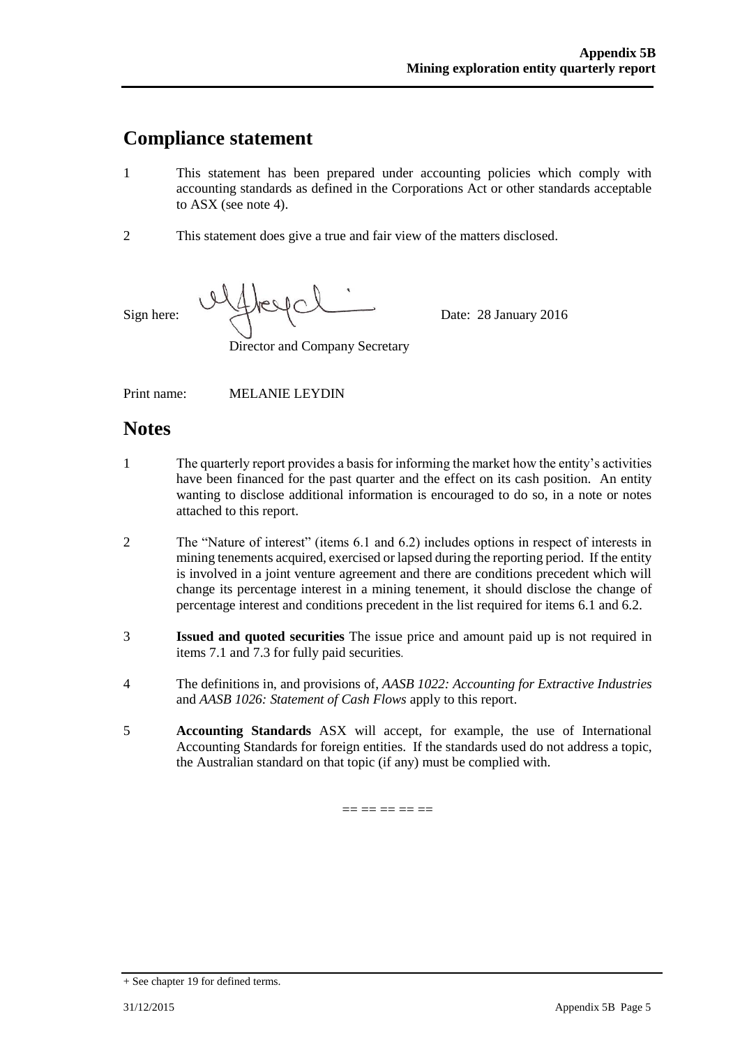## Compliance statement

1 This statement has been prepared under accounting policies which comply with accounting standards as defined in the Corporations Act or other standards acceptable to ASX (see note 4).

2 This statement does give a true and fair view of the matters disclosed.

Sign here: Date: 28 January 2016

Director and Company Secretary

Print name: MELANIE LEYDIN

## Notes

1 The quarterly report provides a basis for informing the market how the entity's activities have been financed for the past quarter and the effect on its cash position. An entity wanting to disclose additional information is encouraged to do so, in a note or notes attached to this report.

2 The "Nature of interest" (items 6.1 and 6.2) includes options in respect of interests in mining tenements acquired, exercised or lapsed during the reporting period. If the entity is involved in a joint venture agreement and there are conditions precedent which will change its percentage interest in a mining tenement, it should disclose the change of percentage interest and conditions precedent in the list required for items 6.1 and 6.2.

3 **Issued and quoted securities** The issue price and amount paid up is not required in items 7.1 and 7.3 for fully paid securities.

4 The definitions in, and provisions of, *AASB 1022: Accounting for Extractive Industries* and *AASB 1026: Statement of Cash Flows* apply to this report.

5 **Accounting Standards** ASX will accept, for example, the use of International Accounting Standards for foreign entities. If the standards used do not address a topic, the Australian standard on that topic (if any) must be complied with.

== == == == ==

+ See chapter 19 for defined terms.